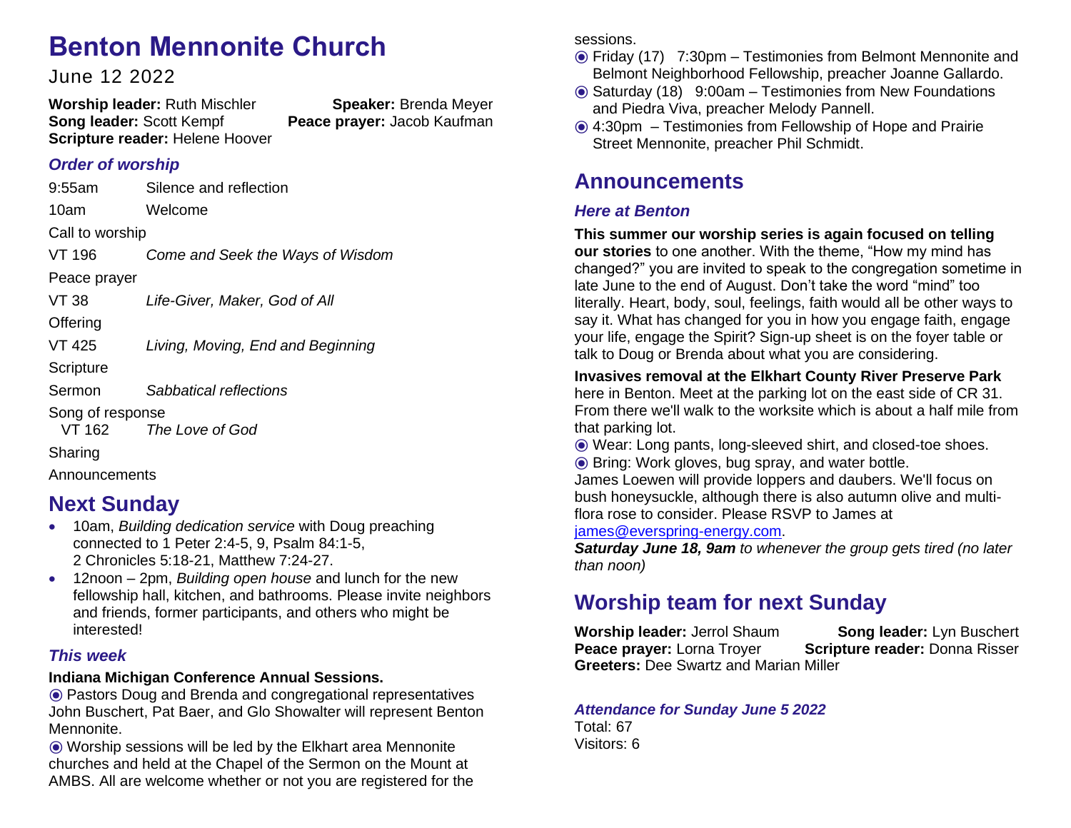# Benton Mennonite Church

June 12 2022

**Worship leader:** Ruth Mischler **Speaker:** Brenda Meyer
**Song leader:** Scott Kempf **Peace prayer:** Jacob Kaufman
**Scripture reader:** Helene Hoover

### *Order of worship*

9:55am Silence and reflection

10am Welcome

Call to worship

VT 196 *Come and Seek the Ways of Wisdom*

Peace prayer

VT 38 *Life-Giver, Maker, God of All*

Offering

VT 425 *Living, Moving, End and Beginning*

Scripture

Sermon *Sabbatical reflections*

Song of response
VT 162 *The Love of God*

Sharing

Announcements

## Next Sunday

- 10am, *Building dedication service* with Doug preaching connected to 1 Peter 2:4-5, 9, Psalm 84:1-5, 2 Chronicles 5:18-21, Matthew 7:24-27.
- 12noon – 2pm, *Building open house* and lunch for the new fellowship hall, kitchen, and bathrooms. Please invite neighbors and friends, former participants, and others who might be interested!

### *This week*

**Indiana Michigan Conference Annual Sessions.**

◉ Pastors Doug and Brenda and congregational representatives John Buschert, Pat Baer, and Glo Showalter will represent Benton Mennonite.

◉ Worship sessions will be led by the Elkhart area Mennonite churches and held at the Chapel of the Sermon on the Mount at AMBS. All are welcome whether or not you are registered for the sessions.

◉ Friday (17) 7:30pm – Testimonies from Belmont Mennonite and Belmont Neighborhood Fellowship, preacher Joanne Gallardo.

◉ Saturday (18) 9:00am – Testimonies from New Foundations and Piedra Viva, preacher Melody Pannell.

◉ 4:30pm – Testimonies from Fellowship of Hope and Prairie Street Mennonite, preacher Phil Schmidt.

## Announcements

### *Here at Benton*

**This summer our worship series is again focused on telling our stories** to one another. With the theme, “How my mind has changed?” you are invited to speak to the congregation sometime in late June to the end of August. Don’t take the word “mind” too literally. Heart, body, soul, feelings, faith would all be other ways to say it. What has changed for you in how you engage faith, engage your life, engage the Spirit? Sign-up sheet is on the foyer table or talk to Doug or Brenda about what you are considering.

**Invasives removal at the Elkhart County River Preserve Park** here in Benton. Meet at the parking lot on the east side of CR 31. From there we'll walk to the worksite which is about a half mile from that parking lot.

◉ Wear: Long pants, long-sleeved shirt, and closed-toe shoes.
◉ Bring: Work gloves, bug spray, and water bottle.

James Loewen will provide loppers and daubers. We'll focus on bush honeysuckle, although there is also autumn olive and multi-flora rose to consider. Please RSVP to James at james@everspring-energy.com.

***Saturday June 18, 9am*** *to whenever the group gets tired (no later than noon)*

## Worship team for next Sunday

**Worship leader:** Jerrol Shaum **Song leader:** Lyn Buschert
**Peace prayer:** Lorna Troyer **Scripture reader:** Donna Risser
**Greeters:** Dee Swartz and Marian Miller

### *Attendance for Sunday June 5 2022*

Total: 67
Visitors: 6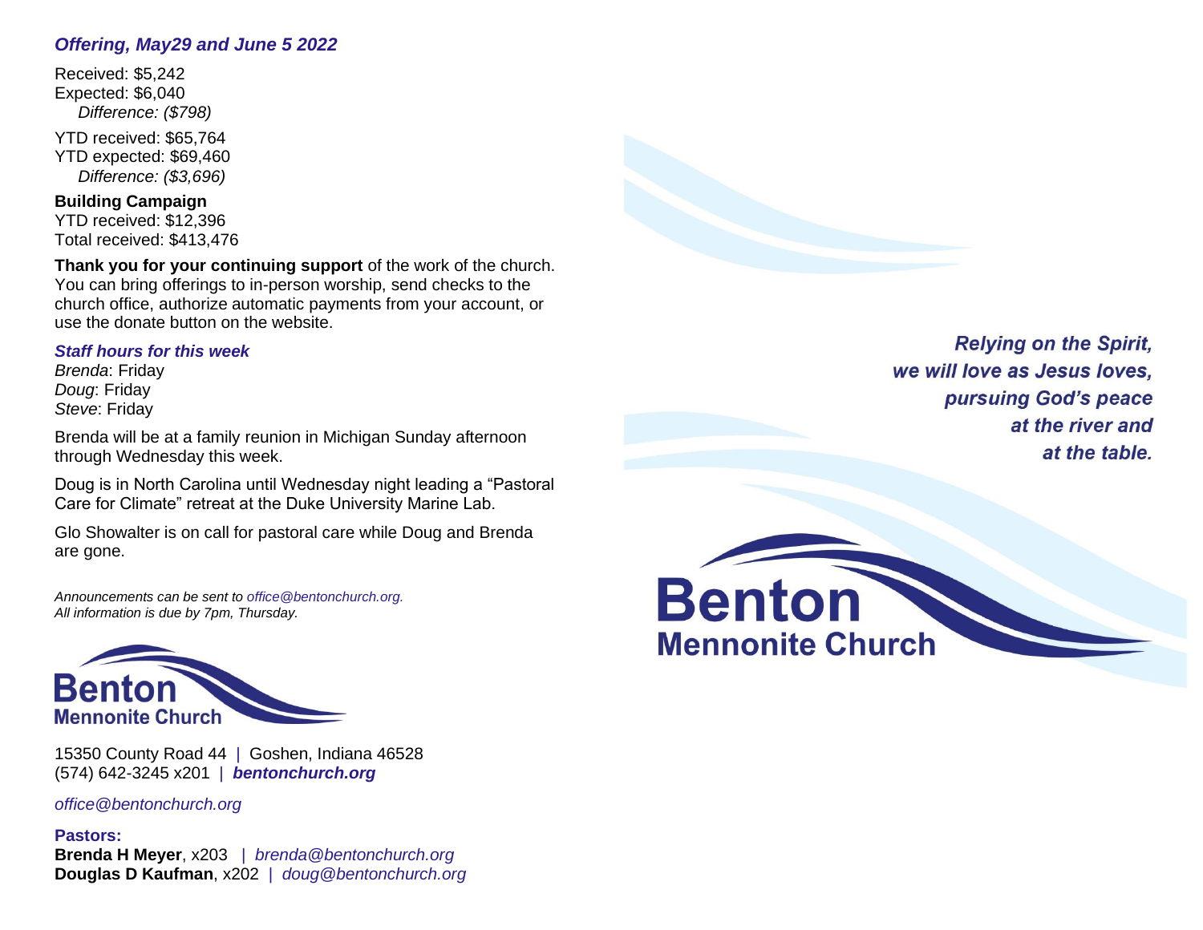### *Offering, May29 and June 5 2022*

Received: $5,242
Expected: $6,040
*Difference: ($798)*

YTD received: $65,764
YTD expected: $69,460
*Difference: ($3,696)*

**Building Campaign**
YTD received: $12,396
Total received: $413,476

**Thank you for your continuing support** of the work of the church. You can bring offerings to in-person worship, send checks to the church office, authorize automatic payments from your account, or use the donate button on the website.

### *Staff hours for this week*

*Brenda*: Friday
*Doug*: Friday
*Steve*: Friday

Brenda will be at a family reunion in Michigan Sunday afternoon through Wednesday this week.

Doug is in North Carolina until Wednesday night leading a "Pastoral Care for Climate" retreat at the Duke University Marine Lab.

Glo Showalter is on call for pastoral care while Doug and Brenda are gone.

*Announcements can be sent to office@bentonchurch.org. All information is due by 7pm, Thursday.*

**Benton**
**Mennonite Church**

15350 County Road 44 | Goshen, Indiana 46528
(574) 642-3245 x201 | ***bentonchurch.org***

*office@bentonchurch.org*

**Pastors:**
**Brenda H Meyer**, x203 | *brenda@bentonchurch.org*
**Douglas D Kaufman**, x202 | *doug@bentonchurch.org*

***Relying on the Spirit,***
***we will love as Jesus loves,***
***pursuing God's peace***
***at the river and***
***at the table.***

# Benton
## Mennonite Church